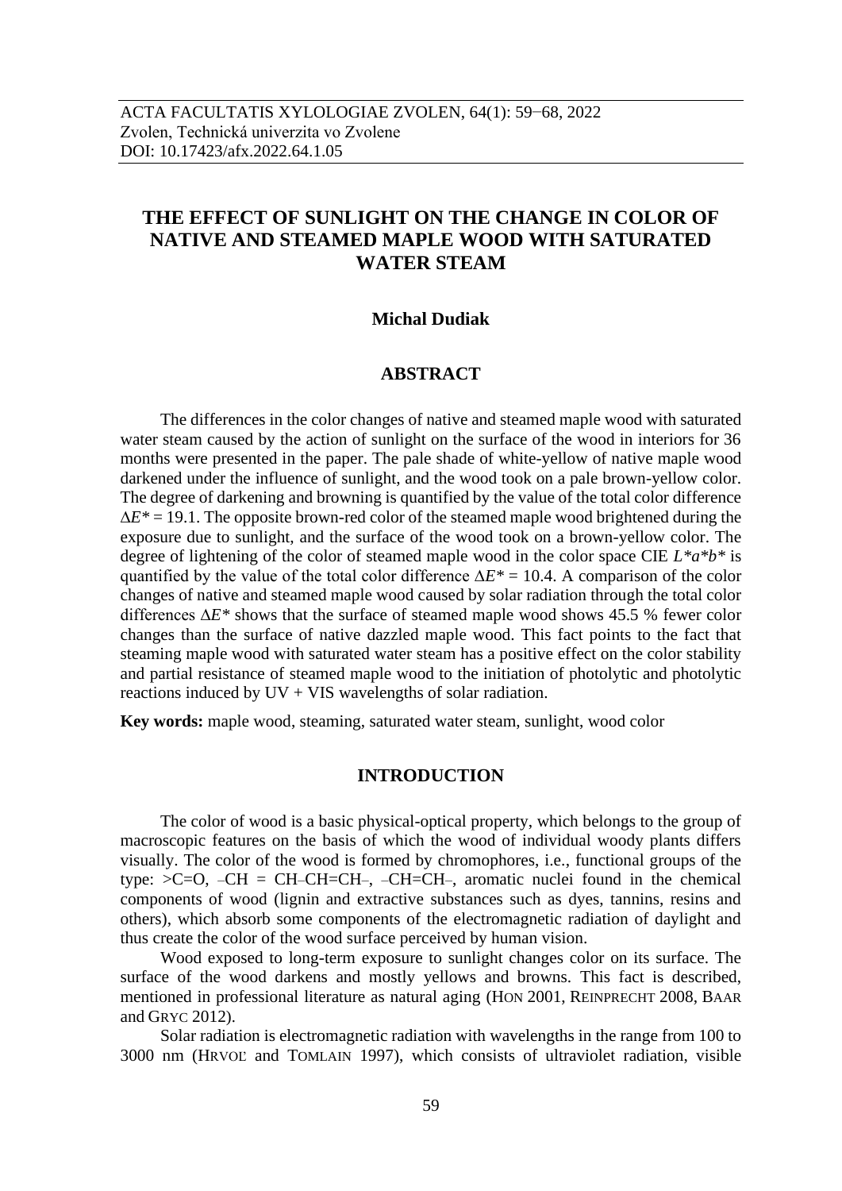# THE EFFECT OF SUNLIGHT ON THE CHANGE IN COLOR OF NATIVE AND STEAMED MAPLE WOOD WITH SATURATED WATER STEAM

**Michal Dudiak**

## ABSTRACT

The differences in the color changes of native and steamed maple wood with saturated water steam caused by the action of sunlight on the surface of the wood in interiors for 36 months were presented in the paper. The pale shade of white-yellow of native maple wood darkened under the influence of sunlight, and the wood took on a pale brown-yellow color. The degree of darkening and browning is quantified by the value of the total color difference $\Delta E^* = 19.1$. The opposite brown-red color of the steamed maple wood brightened during the exposure due to sunlight, and the surface of the wood took on a brown-yellow color. The degree of lightening of the color of steamed maple wood in the color space CIE $L^*a^*b^*$ is quantified by the value of the total color difference $\Delta E^* = 10.4$. A comparison of the color changes of native and steamed maple wood caused by solar radiation through the total color differences $\Delta E^*$ shows that the surface of steamed maple wood shows 45.5 % fewer color changes than the surface of native dazzled maple wood. This fact points to the fact that steaming maple wood with saturated water steam has a positive effect on the color stability and partial resistance of steamed maple wood to the initiation of photolytic and photolytic reactions induced by UV + VIS wavelengths of solar radiation.

**Key words:** maple wood, steaming, saturated water steam, sunlight, wood color

## INTRODUCTION

The color of wood is a basic physical-optical property, which belongs to the group of macroscopic features on the basis of which the wood of individual woody plants differs visually. The color of the wood is formed by chromophores, i.e., functional groups of the type: >C=O, –CH = CH–CH=CH–, –CH=CH–, aromatic nuclei found in the chemical components of wood (lignin and extractive substances such as dyes, tannins, resins and others), which absorb some components of the electromagnetic radiation of daylight and thus create the color of the wood surface perceived by human vision.

Wood exposed to long-term exposure to sunlight changes color on its surface. The surface of the wood darkens and mostly yellows and browns. This fact is described, mentioned in professional literature as natural aging (HON 2001, REINPRECHT 2008, BAAR and GRYC 2012).

Solar radiation is electromagnetic radiation with wavelengths in the range from 100 to 3000 nm (HRVOĽ and TOMLAIN 1997), which consists of ultraviolet radiation, visible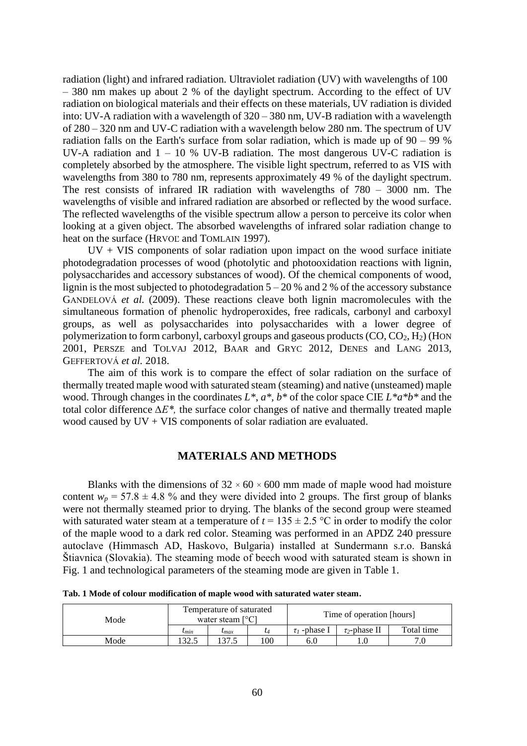radiation (light) and infrared radiation. Ultraviolet radiation (UV) with wavelengths of 100 – 380 nm makes up about 2 % of the daylight spectrum. According to the effect of UV radiation on biological materials and their effects on these materials, UV radiation is divided into: UV-A radiation with a wavelength of 320 – 380 nm, UV-B radiation with a wavelength of 280 – 320 nm and UV-C radiation with a wavelength below 280 nm. The spectrum of UV radiation falls on the Earth's surface from solar radiation, which is made up of 90 – 99 % UV-A radiation and 1 – 10 % UV-B radiation. The most dangerous UV-C radiation is completely absorbed by the atmosphere. The visible light spectrum, referred to as VIS with wavelengths from 380 to 780 nm, represents approximately 49 % of the daylight spectrum. The rest consists of infrared IR radiation with wavelengths of 780 – 3000 nm. The wavelengths of visible and infrared radiation are absorbed or reflected by the wood surface. The reflected wavelengths of the visible spectrum allow a person to perceive its color when looking at a given object. The absorbed wavelengths of infrared solar radiation change to heat on the surface (HRVOĽ and TOMLAIN 1997).

UV + VIS components of solar radiation upon impact on the wood surface initiate photodegradation processes of wood (photolytic and photooxidation reactions with lignin, polysaccharides and accessory substances of wood). Of the chemical components of wood, lignin is the most subjected to photodegradation 5 – 20 % and 2 % of the accessory substance GANDELOVÁ *et al.* (2009). These reactions cleave both lignin macromolecules with the simultaneous formation of phenolic hydroperoxides, free radicals, carbonyl and carboxyl groups, as well as polysaccharides into polysaccharides with a lower degree of polymerization to form carbonyl, carboxyl groups and gaseous products (CO, $CO_2$, $H_2$) (HON 2001, PERSZE and TOLVAJ 2012, BAAR and GRYC 2012, DENES and LANG 2013, GEFFERTOVÁ *et al.* 2018.

The aim of this work is to compare the effect of solar radiation on the surface of thermally treated maple wood with saturated steam (steaming) and native (unsteamed) maple wood. Through changes in the coordinates $L^*$, $a^*$, $b^*$ of the color space CIE $L^*a^*b^*$ and the total color difference $\Delta E^*$, the surface color changes of native and thermally treated maple wood caused by UV + VIS components of solar radiation are evaluated.

## MATERIALS AND METHODS

Blanks with the dimensions of 32 × 60 × 600 mm made of maple wood had moisture content $w_p = 57.8 \pm 4.8$ % and they were divided into 2 groups. The first group of blanks were not thermally steamed prior to drying. The blanks of the second group were steamed with saturated water steam at a temperature of $t = 135 \pm 2.5$ °C in order to modify the color of the maple wood to a dark red color. Steaming was performed in an APDZ 240 pressure autoclave (Himmasch AD, Haskovo, Bulgaria) installed at Sundermann s.r.o. Banská Štiavnica (Slovakia). The steaming mode of beech wood with saturated steam is shown in Fig. 1 and technological parameters of the steaming mode are given in Table 1.

**Tab. 1 Mode of colour modification of maple wood with saturated water steam.**

| Mode | Temperature of saturated water steam [°C] | | | Time of operation [hours] | | |
|---|---|---|---|---|---|---|
| | $t_{min}$ | $t_{max}$ | $t_4$ | $\tau_1$ -phase I | $\tau_2$-phase II | Total time |
| Mode | 132.5 | 137.5 | 100 | 6.0 | 1.0 | 7.0 |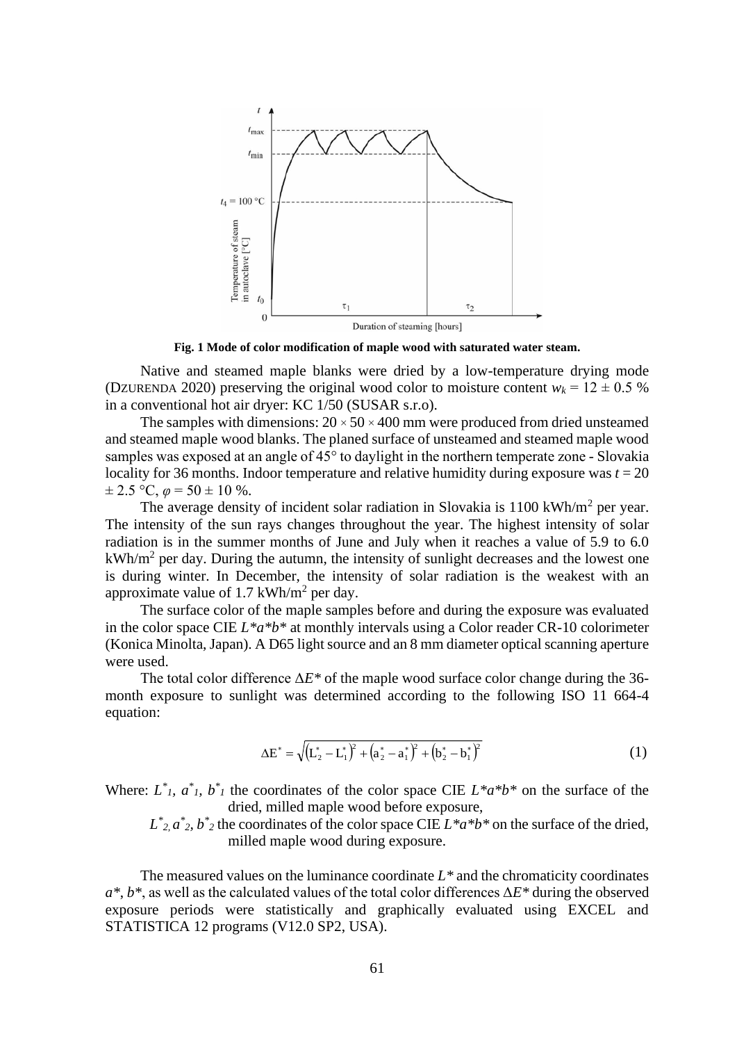**Fig. 1 Mode of color modification of maple wood with saturated water steam.**

Native and steamed maple blanks were dried by a low-temperature drying mode (DZURENDA 2020) preserving the original wood color to moisture content $w_k = 12 \pm 0.5$ % in a conventional hot air dryer: KC 1/50 (SUSAR s.r.o).

The samples with dimensions: $20 \times 50 \times 400$ mm were produced from dried unsteamed and steamed maple wood blanks. The planed surface of unsteamed and steamed maple wood samples was exposed at an angle of 45° to daylight in the northern temperate zone - Slovakia locality for 36 months. Indoor temperature and relative humidity during exposure was $t = 20 \pm 2.5$ °C, $\varphi = 50 \pm 10$ %.

The average density of incident solar radiation in Slovakia is 1100 kWh/m$^2$ per year. The intensity of the sun rays changes throughout the year. The highest intensity of solar radiation is in the summer months of June and July when it reaches a value of 5.9 to 6.0 kWh/m$^2$ per day. During the autumn, the intensity of sunlight decreases and the lowest one is during winter. In December, the intensity of solar radiation is the weakest with an approximate value of 1.7 kWh/m$^2$ per day.

The surface color of the maple samples before and during the exposure was evaluated in the color space CIE $L^*a^*b^*$ at monthly intervals using a Color reader CR-10 colorimeter (Konica Minolta, Japan). A D65 light source and an 8 mm diameter optical scanning aperture were used.

The total color difference $\Delta E^*$ of the maple wood surface color change during the 36-month exposure to sunlight was determined according to the following ISO 11 664-4 equation:

$$\Delta E^* = \sqrt{\left(L_2^* - L_1^*\right)^2 + \left(a_2^* - a_1^*\right)^2 + \left(b_2^* - b_1^*\right)^2} \tag{1}$$

Where: $L^*_1$, $a^*_1$, $b^*_1$ the coordinates of the color space CIE $L^*a^*b^*$ on the surface of the dried, milled maple wood before exposure,

$L^*_2$, $a^*_2$, $b^*_2$ the coordinates of the color space CIE $L^*a^*b^*$ on the surface of the dried, milled maple wood during exposure.

The measured values on the luminance coordinate $L^*$ and the chromaticity coordinates $a^*$, $b^*$, as well as the calculated values of the total color differences $\Delta E^*$ during the observed exposure periods were statistically and graphically evaluated using EXCEL and STATISTICA 12 programs (V12.0 SP2, USA).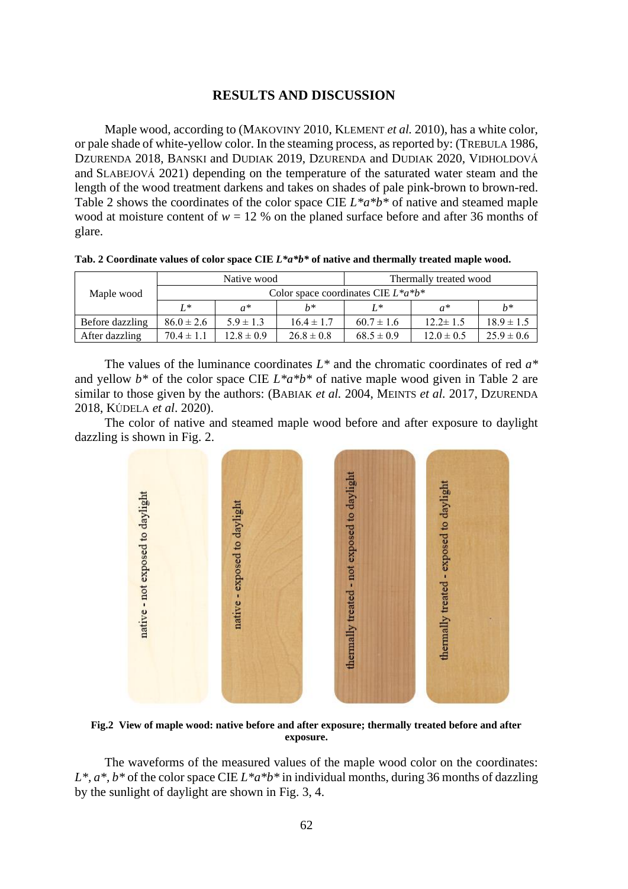## RESULTS AND DISCUSSION

Maple wood, according to (MAKOVINY 2010, KLEMENT *et al.* 2010), has a white color, or pale shade of white-yellow color. In the steaming process, as reported by: (TREBULA 1986, DZURENDA 2018, BANSKI and DUDIAK 2019, DZURENDA and DUDIAK 2020, VIDHOLDOVÁ and SLABEJOVÁ 2021) depending on the temperature of the saturated water steam and the length of the wood treatment darkens and takes on shades of pale pink-brown to brown-red. Table 2 shows the coordinates of the color space CIE $L^*a^*b^*$ of native and steamed maple wood at moisture content of $w = 12$ % on the planed surface before and after 36 months of glare.

**Tab. 2 Coordinate values of color space CIE $L^*a^*b^*$ of native and thermally treated maple wood.**

| Maple wood | Native wood | | | Thermally treated wood | | |
|---|---|---|---|---|---|---|
| | Color space coordinates CIE $L^*a^*b^*$ | | | | | |
| | $L^*$ | $a^*$ | $b^*$ | $L^*$ | $a^*$ | $b^*$ |
| Before dazzling | $86.0 \pm 2.6$ | $5.9 \pm 1.3$ | $16.4 \pm 1.7$ | $60.7 \pm 1.6$ | $12.2 \pm 1.5$ | $18.9 \pm 1.5$ |
| After dazzling | $70.4 \pm 1.1$ | $12.8 \pm 0.9$ | $26.8 \pm 0.8$ | $68.5 \pm 0.9$ | $12.0 \pm 0.5$ | $25.9 \pm 0.6$ |

The values of the luminance coordinates $L^*$ and the chromatic coordinates of red $a^*$ and yellow $b^*$ of the color space CIE $L^*a^*b^*$ of native maple wood given in Table 2 are similar to those given by the authors: (BABIAK *et al.* 2004, MEINTS *et al.* 2017, DZURENDA 2018, KÚDELA *et al*. 2020).

The color of native and steamed maple wood before and after exposure to daylight dazzling is shown in Fig. 2.

**Fig.2 View of maple wood: native before and after exposure; thermally treated before and after exposure.**

The waveforms of the measured values of the maple wood color on the coordinates: $L^*$, $a^*$, $b^*$ of the color space CIE $L^*a^*b^*$ in individual months, during 36 months of dazzling by the sunlight of daylight are shown in Fig. 3, 4.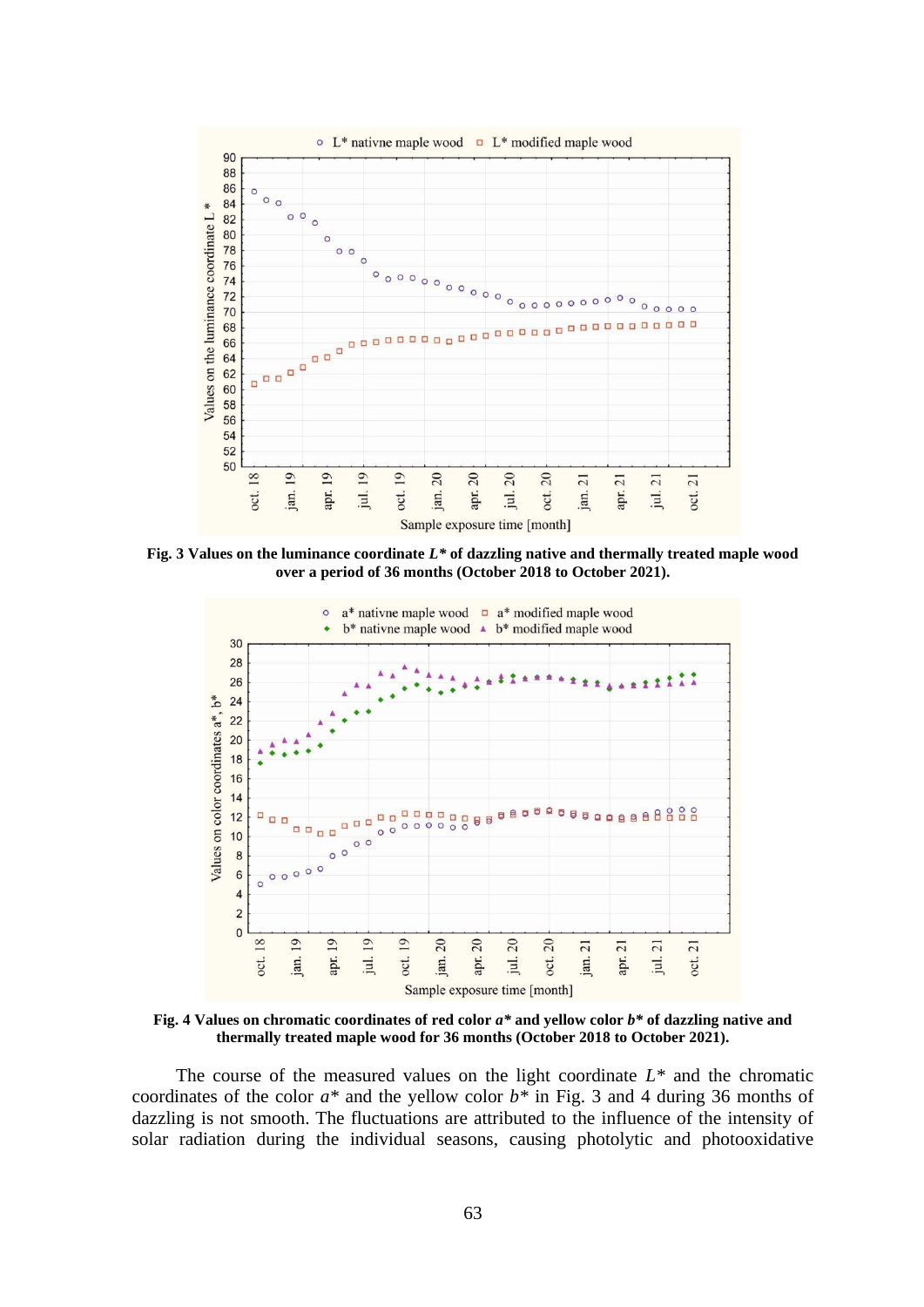**Fig. 3 Values on the luminance coordinate *L\** of dazzling native and thermally treated maple wood over a period of 36 months (October 2018 to October 2021).**

**Fig. 4 Values on chromatic coordinates of red color *a\** and yellow color *b\** of dazzling native and thermally treated maple wood for 36 months (October 2018 to October 2021).**

The course of the measured values on the light coordinate $L^*$ and the chromatic coordinates of the color $a^*$ and the yellow color $b^*$ in Fig. 3 and 4 during 36 months of dazzling is not smooth. The fluctuations are attributed to the influence of the intensity of solar radiation during the individual seasons, causing photolytic and photooxidative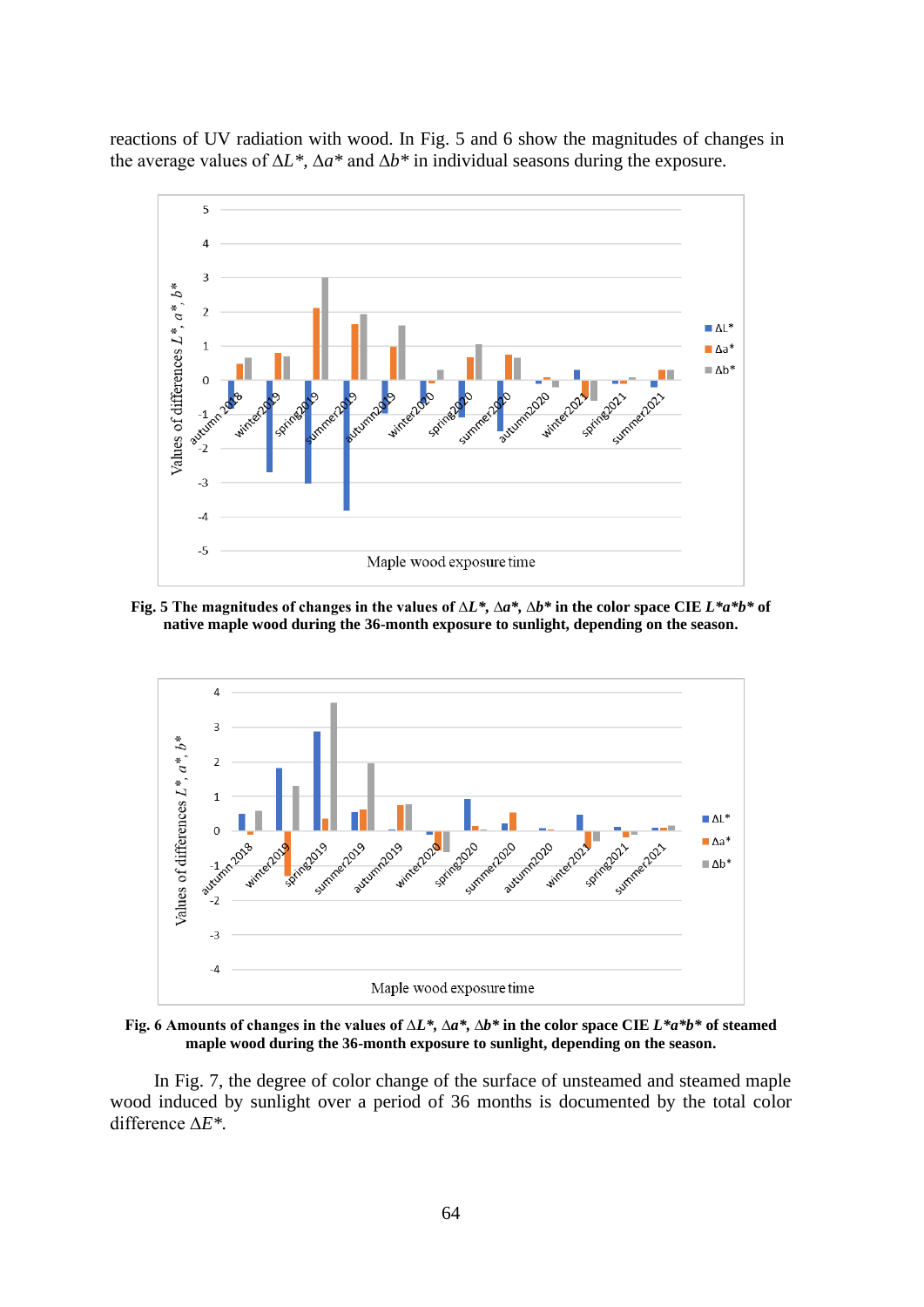reactions of UV radiation with wood. In Fig. 5 and 6 show the magnitudes of changes in the average values of $\Delta L^*$, $\Delta a^*$ and $\Delta b^*$ in individual seasons during the exposure.

**Fig. 5 The magnitudes of changes in the values of $\Delta L^*$, $\Delta a^*$, $\Delta b^*$ in the color space CIE $L^*a^*b^*$ of native maple wood during the 36-month exposure to sunlight, depending on the season.**

**Fig. 6 Amounts of changes in the values of $\Delta L^*$, $\Delta a^*$, $\Delta b^*$ in the color space CIE $L^*a^*b^*$ of steamed maple wood during the 36-month exposure to sunlight, depending on the season.**

In Fig. 7, the degree of color change of the surface of unsteamed and steamed maple wood induced by sunlight over a period of 36 months is documented by the total color difference $\Delta E^*$.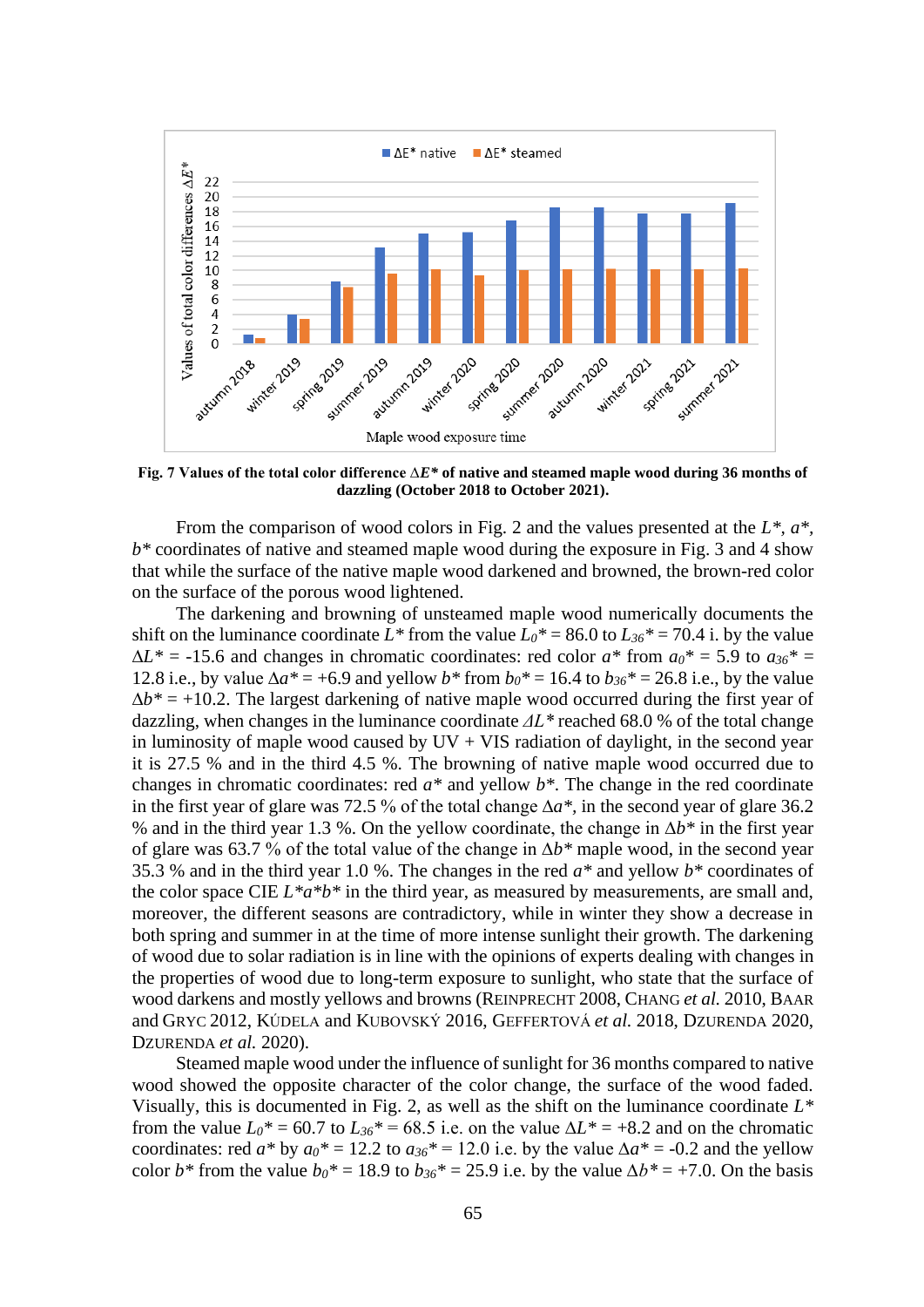**Fig. 7 Values of the total color difference $\Delta E^*$ of native and steamed maple wood during 36 months of dazzling (October 2018 to October 2021).**

From the comparison of wood colors in Fig. 2 and the values presented at the $L^*$, $a^*$, $b^*$ coordinates of native and steamed maple wood during the exposure in Fig. 3 and 4 show that while the surface of the native maple wood darkened and browned, the brown-red color on the surface of the porous wood lightened.

The darkening and browning of unsteamed maple wood numerically documents the shift on the luminance coordinate $L^*$ from the value $L_0^* = 86.0$ to $L_{36}^* = 70.4$ i. by the value $\Delta L^* = -15.6$ and changes in chromatic coordinates: red color $a^*$ from $a_0^* = 5.9$ to $a_{36}^* = 12.8$ i.e., by value $\Delta a^* = +6.9$ and yellow $b^*$ from $b_0^* = 16.4$ to $b_{36}^* = 26.8$ i.e., by the value $\Delta b^* = +10.2$. The largest darkening of native maple wood occurred during the first year of dazzling, when changes in the luminance coordinate $\Delta L^*$ reached 68.0 % of the total change in luminosity of maple wood caused by UV + VIS radiation of daylight, in the second year it is 27.5 % and in the third 4.5 %. The browning of native maple wood occurred due to changes in chromatic coordinates: red $a^*$ and yellow $b^*$. The change in the red coordinate in the first year of glare was 72.5 % of the total change $\Delta a^*$, in the second year of glare 36.2 % and in the third year 1.3 %. On the yellow coordinate, the change in $\Delta b^*$ in the first year of glare was 63.7 % of the total value of the change in $\Delta b^*$ maple wood, in the second year 35.3 % and in the third year 1.0 %. The changes in the red $a^*$ and yellow $b^*$ coordinates of the color space CIE $L^*a^*b^*$ in the third year, as measured by measurements, are small and, moreover, the different seasons are contradictory, while in winter they show a decrease in both spring and summer in at the time of more intense sunlight their growth. The darkening of wood due to solar radiation is in line with the opinions of experts dealing with changes in the properties of wood due to long-term exposure to sunlight, who state that the surface of wood darkens and mostly yellows and browns (REINPRECHT 2008, CHANG *et al.* 2010, BAAR and GRYC 2012, KÚDELA and KUBOVSKÝ 2016, GEFFERTOVÁ *et al.* 2018, DZURENDA 2020, DZURENDA *et al.* 2020).

Steamed maple wood under the influence of sunlight for 36 months compared to native wood showed the opposite character of the color change, the surface of the wood faded. Visually, this is documented in Fig. 2, as well as the shift on the luminance coordinate $L^*$ from the value $L_0^* = 60.7$ to $L_{36}^* = 68.5$ i.e. on the value $\Delta L^* = +8.2$ and on the chromatic coordinates: red $a^*$ by $a_0^* = 12.2$ to $a_{36}^* = 12.0$ i.e. by the value $\Delta a^* = -0.2$ and the yellow color $b^*$ from the value $b_0^* = 18.9$ to $b_{36}^* = 25.9$ i.e. by the value $\Delta b^* = +7.0$. On the basis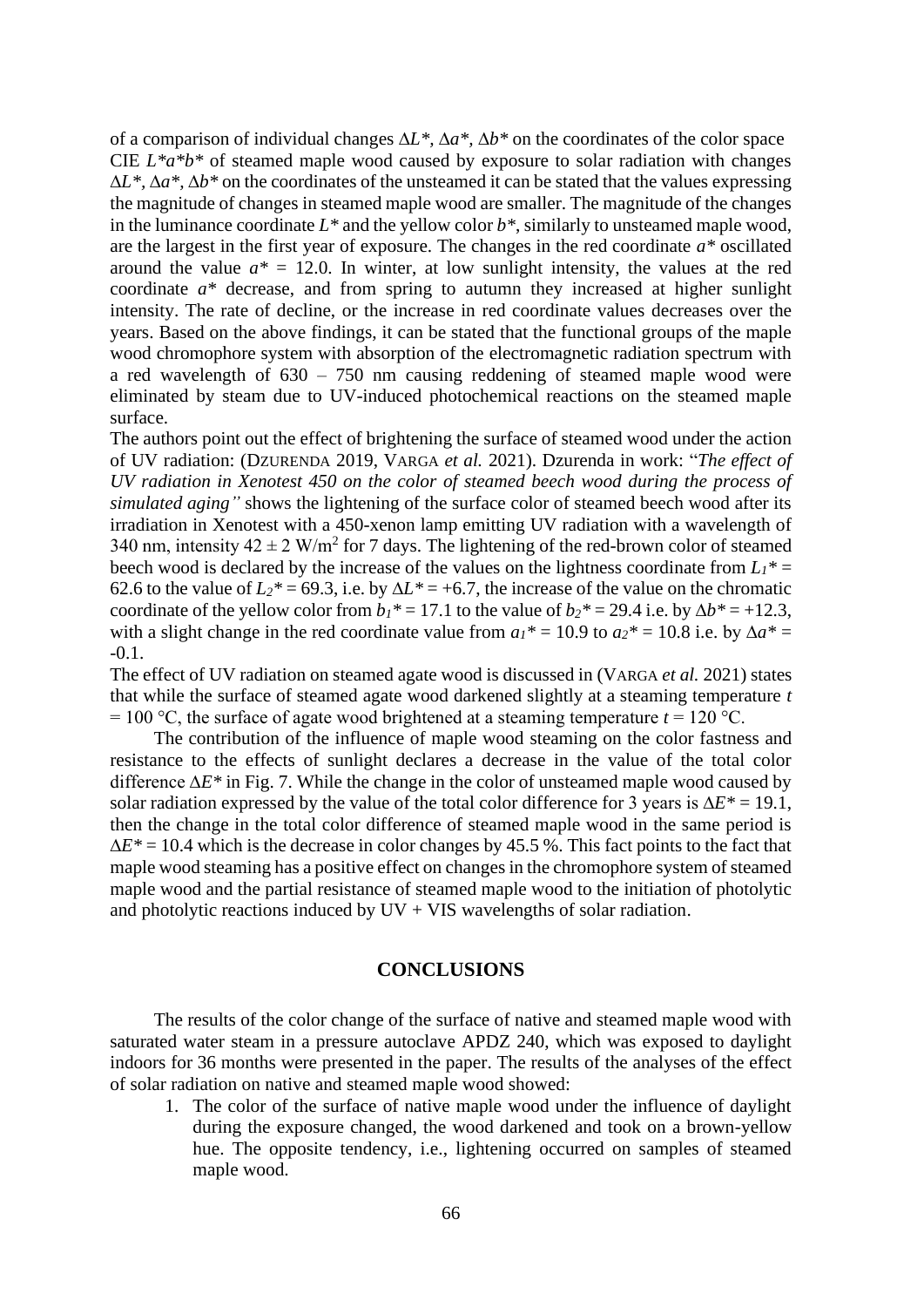of a comparison of individual changes $\Delta L^*$, $\Delta a^*$, $\Delta b^*$ on the coordinates of the color space CIE $L^*a^*b^*$ of steamed maple wood caused by exposure to solar radiation with changes $\Delta L^*$, $\Delta a^*$, $\Delta b^*$ on the coordinates of the unsteamed it can be stated that the values expressing the magnitude of changes in steamed maple wood are smaller. The magnitude of the changes in the luminance coordinate $L^*$ and the yellow color $b^*$, similarly to unsteamed maple wood, are the largest in the first year of exposure. The changes in the red coordinate $a^*$ oscillated around the value $a^* = 12.0$. In winter, at low sunlight intensity, the values at the red coordinate $a^*$ decrease, and from spring to autumn they increased at higher sunlight intensity. The rate of decline, or the increase in red coordinate values decreases over the years. Based on the above findings, it can be stated that the functional groups of the maple wood chromophore system with absorption of the electromagnetic radiation spectrum with a red wavelength of 630 – 750 nm causing reddening of steamed maple wood were eliminated by steam due to UV-induced photochemical reactions on the steamed maple surface.

The authors point out the effect of brightening the surface of steamed wood under the action of UV radiation: (Dzurenda 2019, Varga *et al.* 2021). Dzurenda in work: "*The effect of UV radiation in Xenotest 450 on the color of steamed beech wood during the process of simulated aging"* shows the lightening of the surface color of steamed beech wood after its irradiation in Xenotest with a 450-xenon lamp emitting UV radiation with a wavelength of 340 nm, intensity $42 \pm 2$ W/m$^2$ for 7 days. The lightening of the red-brown color of steamed beech wood is declared by the increase of the values on the lightness coordinate from $L_1^* = 62.6$ to the value of $L_2^* = 69.3$, i.e. by $\Delta L^* = +6.7$, the increase of the value on the chromatic coordinate of the yellow color from $b_1^* = 17.1$ to the value of $b_2^* = 29.4$ i.e. by $\Delta b^* = +12.3$, with a slight change in the red coordinate value from $a_1^* = 10.9$ to $a_2^* = 10.8$ i.e. by $\Delta a^* = -0.1$.

The effect of UV radiation on steamed agate wood is discussed in (Varga *et al.* 2021) states that while the surface of steamed agate wood darkened slightly at a steaming temperature $t = 100$ °C, the surface of agate wood brightened at a steaming temperature $t = 120$ °C.

The contribution of the influence of maple wood steaming on the color fastness and resistance to the effects of sunlight declares a decrease in the value of the total color difference $\Delta E^*$ in Fig. 7. While the change in the color of unsteamed maple wood caused by solar radiation expressed by the value of the total color difference for 3 years is $\Delta E^* = 19.1$, then the change in the total color difference of steamed maple wood in the same period is $\Delta E^* = 10.4$ which is the decrease in color changes by 45.5 %. This fact points to the fact that maple wood steaming has a positive effect on changes in the chromophore system of steamed maple wood and the partial resistance of steamed maple wood to the initiation of photolytic and photolytic reactions induced by UV + VIS wavelengths of solar radiation.

## CONCLUSIONS

The results of the color change of the surface of native and steamed maple wood with saturated water steam in a pressure autoclave APDZ 240, which was exposed to daylight indoors for 36 months were presented in the paper. The results of the analyses of the effect of solar radiation on native and steamed maple wood showed:

1. The color of the surface of native maple wood under the influence of daylight during the exposure changed, the wood darkened and took on a brown-yellow hue. The opposite tendency, i.e., lightening occurred on samples of steamed maple wood.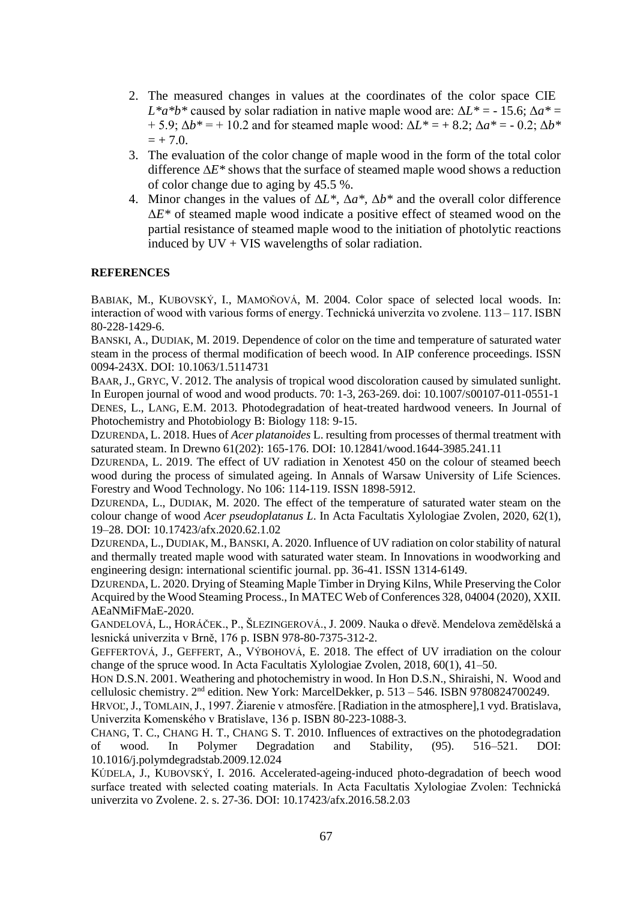2. The measured changes in values at the coordinates of the color space CIE $L^*a^*b^*$ caused by solar radiation in native maple wood are: $\Delta L^* = -15.6$; $\Delta a^* = +5.9$; $\Delta b^* = +10.2$ and for steamed maple wood: $\Delta L^* = +8.2$; $\Delta a^* = -0.2$; $\Delta b^* = +7.0$.
3. The evaluation of the color change of maple wood in the form of the total color difference $\Delta E^*$ shows that the surface of steamed maple wood shows a reduction of color change due to aging by 45.5 %.
4. Minor changes in the values of $\Delta L^*$, $\Delta a^*$, $\Delta b^*$ and the overall color difference $\Delta E^*$ of steamed maple wood indicate a positive effect of steamed wood on the partial resistance of steamed maple wood to the initiation of photolytic reactions induced by UV + VIS wavelengths of solar radiation.

## REFERENCES

BABIAK, M., KUBOVSKÝ, I., MAMOŇOVÁ, M. 2004. Color space of selected local woods. In: interaction of wood with various forms of energy. Technická univerzita vo zvolene. 113 – 117. ISBN 80-228-1429-6.

BANSKI, A., DUDIAK, M. 2019. Dependence of color on the time and temperature of saturated water steam in the process of thermal modification of beech wood. In AIP conference proceedings. ISSN 0094-243X. DOI: 10.1063/1.5114731

BAAR, J., GRYC, V. 2012. The analysis of tropical wood discoloration caused by simulated sunlight. In Europen journal of wood and wood products. 70: 1-3, 263-269. doi: 10.1007/s00107-011-0551-1

DENES, L., LANG, E.M. 2013. Photodegradation of heat-treated hardwood veneers. In Journal of Photochemistry and Photobiology B: Biology 118: 9-15.

DZURENDA, L. 2018. Hues of *Acer platanoides* L. resulting from processes of thermal treatment with saturated steam. In Drewno 61(202): 165-176. DOI: 10.12841/wood.1644-3985.241.11

DZURENDA, L. 2019. The effect of UV radiation in Xenotest 450 on the colour of steamed beech wood during the process of simulated ageing. In Annals of Warsaw University of Life Sciences. Forestry and Wood Technology. No 106: 114-119. ISSN 1898-5912.

DZURENDA, L., DUDIAK, M. 2020. The effect of the temperature of saturated water steam on the colour change of wood *Acer pseudoplatanus L*. In Acta Facultatis Xylologiae Zvolen, 2020, 62(1), 19–28. DOI: 10.17423/afx.2020.62.1.02

DZURENDA, L., DUDIAK, M., BANSKI, A. 2020. Influence of UV radiation on color stability of natural and thermally treated maple wood with saturated water steam. In Innovations in woodworking and engineering design: international scientific journal. pp. 36-41. ISSN 1314-6149.

DZURENDA, L. 2020. Drying of Steaming Maple Timber in Drying Kilns, While Preserving the Color Acquired by the Wood Steaming Process., In MATEC Web of Conferences 328, 04004 (2020), XXII. AEaNMiFMaE-2020.

GANDELOVÁ, L., HORÁČEK., P., ŠLEZINGEROVÁ., J. 2009. Nauka o dřevě. Mendelova zemědělská a lesnická univerzita v Brně, 176 p. ISBN 978-80-7375-312-2.

GEFFERTOVÁ, J., GEFFERT, A., VÝBOHOVÁ, E. 2018. The effect of UV irradiation on the colour change of the spruce wood. In Acta Facultatis Xylologiae Zvolen, 2018, 60(1), 41–50.

HON D.S.N. 2001. Weathering and photochemistry in wood. In Hon D.S.N., Shiraishi, N. Wood and cellulosic chemistry. 2nd edition. New York: MarcelDekker, p. 513 – 546. ISBN 9780824700249.

HRVOĽ, J., TOMLAIN, J., 1997. Žiarenie v atmosfére. [Radiation in the atmosphere],1 vyd. Bratislava, Univerzita Komenského v Bratislave, 136 p. ISBN 80-223-1088-3.

CHANG, T. C., CHANG H. T., CHANG S. T. 2010. Influences of extractives on the photodegradation of wood. In Polymer Degradation and Stability, (95). 516–521. DOI: 10.1016/j.polymdegradstab.2009.12.024

KÚDELA, J., KUBOVSKÝ, I. 2016. Accelerated-ageing-induced photo-degradation of beech wood surface treated with selected coating materials. In Acta Facultatis Xylologiae Zvolen: Technická univerzita vo Zvolene. 2. s. 27-36. DOI: 10.17423/afx.2016.58.2.03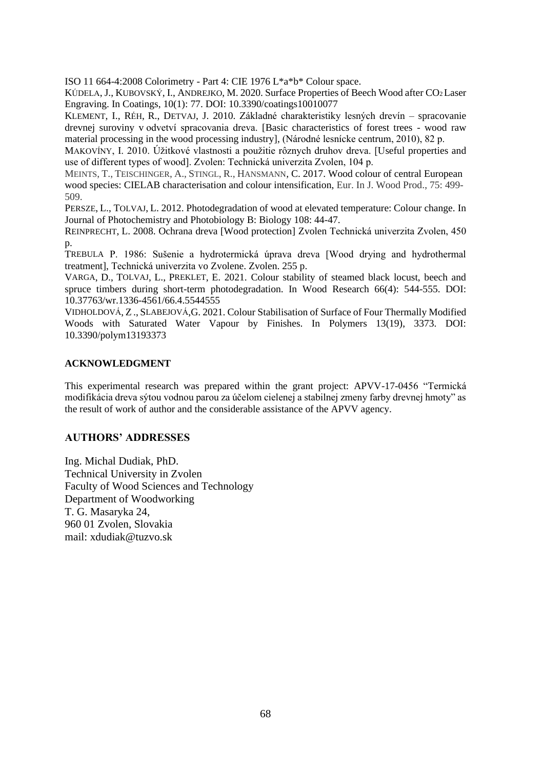ISO 11 664-4:2008 Colorimetry - Part 4: CIE 1976 L*a*b* Colour space.

KÚDELA, J., KUBOVSKÝ, I., ANDREJKO, M. 2020. Surface Properties of Beech Wood after $CO_2$ Laser Engraving. In Coatings, 10(1): 77. DOI: 10.3390/coatings10010077

KLEMENT, I., RÉH, R., DETVAJ, J. 2010. Základné charakteristiky lesných drevín – spracovanie drevnej suroviny v odvetví spracovania dreva. [Basic characteristics of forest trees - wood raw material processing in the wood processing industry], (Národné lesnícke centrum, 2010), 82 p.

MAKOVÍNY, I. 2010. Úžitkové vlastnosti a použitie rôznych druhov dreva. [Useful properties and use of different types of wood]. Zvolen: Technická univerzita Zvolen, 104 p.

MEINTS, T., TEISCHINGER, A., STINGL, R., HANSMANN, C. 2017. Wood colour of central European wood species: CIELAB characterisation and colour intensification, Eur. In J. Wood Prod., 75: 499-509.

PERSZE, L., TOLVAJ, L. 2012. Photodegradation of wood at elevated temperature: Colour change. In Journal of Photochemistry and Photobiology B: Biology 108: 44-47.

REINPRECHT, L. 2008. Ochrana dreva [Wood protection] Zvolen Technická univerzita Zvolen, 450 p.

TREBULA P. 1986: Sušenie a hydrotermická úprava dreva [Wood drying and hydrothermal treatment], Technická univerzita vo Zvolene. Zvolen. 255 p.

VARGA, D., TOLVAJ, L., PREKLET, E. 2021. Colour stability of steamed black locust, beech and spruce timbers during short-term photodegradation. In Wood Research 66(4): 544-555. DOI: 10.37763/wr.1336-4561/66.4.5544555

VIDHOLDOVÁ, Z ., SLABEJOVÁ,G. 2021. Colour Stabilisation of Surface of Four Thermally Modified Woods with Saturated Water Vapour by Finishes. In Polymers 13(19), 3373. DOI: 10.3390/polym13193373

## ACKNOWLEDGMENT

This experimental research was prepared within the grant project: APVV-17-0456 "Termická modifikácia dreva sýtou vodnou parou za účelom cielenej a stabilnej zmeny farby drevnej hmoty" as the result of work of author and the considerable assistance of the APVV agency.

## AUTHORS' ADDRESSES

Ing. Michal Dudiak, PhD.
Technical University in Zvolen
Faculty of Wood Sciences and Technology
Department of Woodworking
T. G. Masaryka 24,
960 01 Zvolen, Slovakia
mail: xdudiak@tuzvo.sk